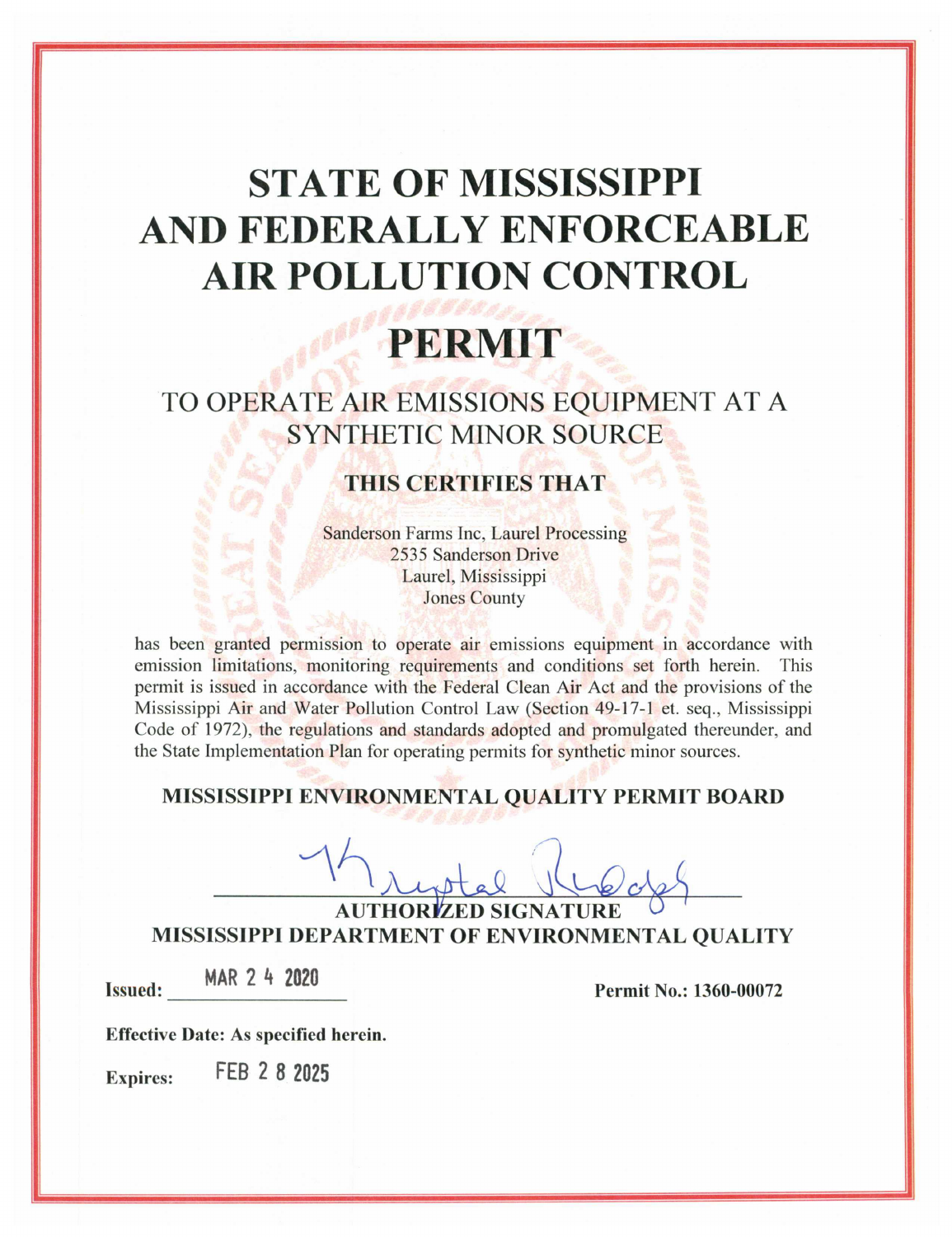# STATE OF MISSISSIPPI AND FEDERALLY ENFORCEABLE AIR POLLUTION CONTROL

# PERMIT

## TO OPERATE AIR EMISSIONS EQUIPMENT AT A SYNTHETIC MINOR SOURCE

### THIS CERTIFIES THAT

Sanderson Farms Inc, Laurel Processing
2535 Sanderson Drive
Laurel, Mississippi
Jones County

has been granted permission to operate air emissions equipment in accordance with emission limitations, monitoring requirements and conditions set forth herein. This permit is issued in accordance with the Federal Clean Air Act and the provisions of the Mississippi Air and Water Pollution Control Law (Section 49-17-1 et. seq., Mississippi Code of 1972), the regulations and standards adopted and promulgated thereunder, and the State Implementation Plan for operating permits for synthetic minor sources.

**MISSISSIPPI ENVIRONMENTAL QUALITY PERMIT BOARD**

Krystal Rudolph

**AUTHORIZED SIGNATURE**
**MISSISSIPPI DEPARTMENT OF ENVIRONMENTAL QUALITY**

**Issued:** MAR 2 4 2020

**Permit No.: 1360-00072**

**Effective Date: As specified herein.**

**Expires:** FEB 2 8 2025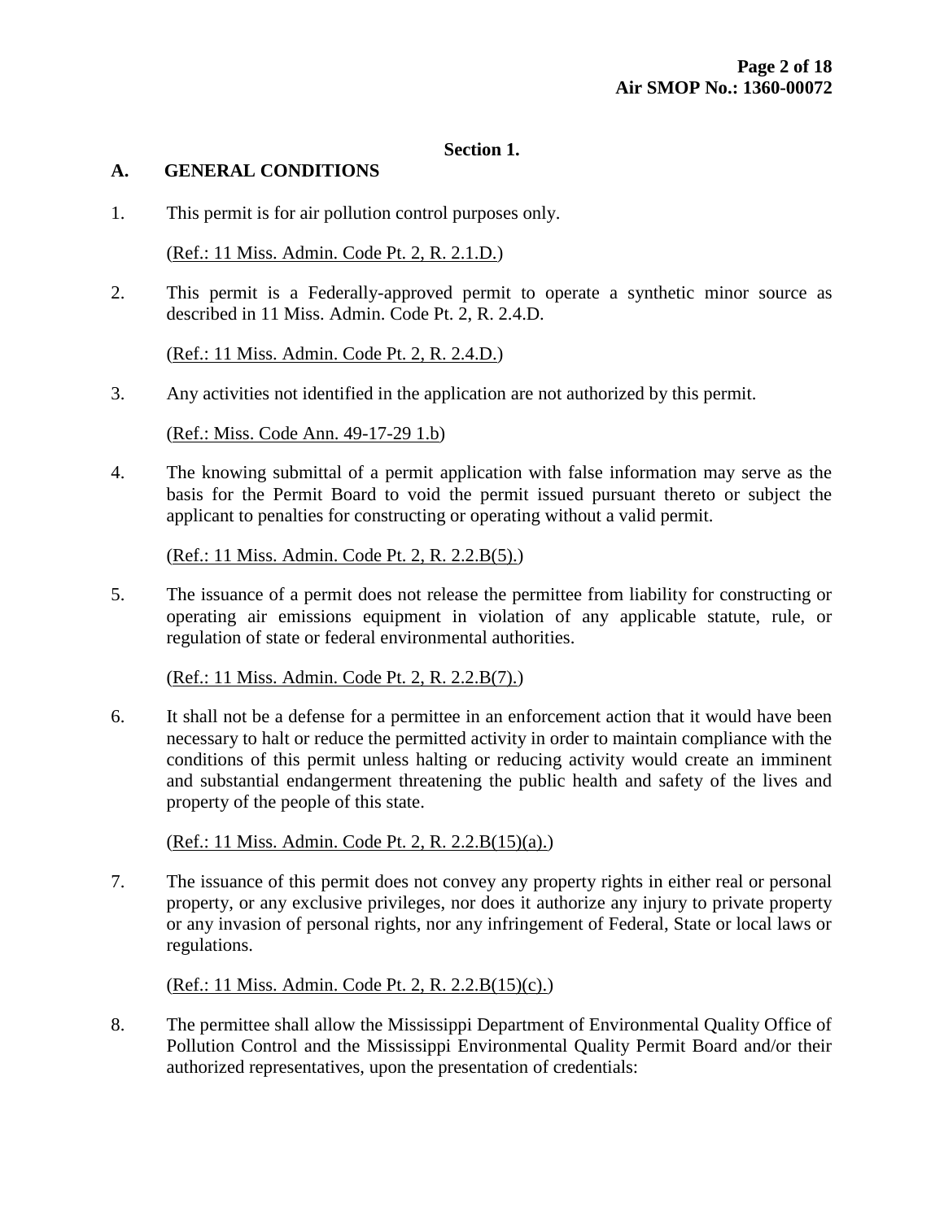## Section 1.

### A. GENERAL CONDITIONS

1. This permit is for air pollution control purposes only.

   (Ref.: 11 Miss. Admin. Code Pt. 2, R. 2.1.D.)

2. This permit is a Federally-approved permit to operate a synthetic minor source as described in 11 Miss. Admin. Code Pt. 2, R. 2.4.D.

   (Ref.: 11 Miss. Admin. Code Pt. 2, R. 2.4.D.)

3. Any activities not identified in the application are not authorized by this permit.

   (Ref.: Miss. Code Ann. 49-17-29 1.b)

4. The knowing submittal of a permit application with false information may serve as the basis for the Permit Board to void the permit issued pursuant thereto or subject the applicant to penalties for constructing or operating without a valid permit.

   (Ref.: 11 Miss. Admin. Code Pt. 2, R. 2.2.B(5).)

5. The issuance of a permit does not release the permittee from liability for constructing or operating air emissions equipment in violation of any applicable statute, rule, or regulation of state or federal environmental authorities.

   (Ref.: 11 Miss. Admin. Code Pt. 2, R. 2.2.B(7).)

6. It shall not be a defense for a permittee in an enforcement action that it would have been necessary to halt or reduce the permitted activity in order to maintain compliance with the conditions of this permit unless halting or reducing activity would create an imminent and substantial endangerment threatening the public health and safety of the lives and property of the people of this state.

   (Ref.: 11 Miss. Admin. Code Pt. 2, R. 2.2.B(15)(a).)

7. The issuance of this permit does not convey any property rights in either real or personal property, or any exclusive privileges, nor does it authorize any injury to private property or any invasion of personal rights, nor any infringement of Federal, State or local laws or regulations.

   (Ref.: 11 Miss. Admin. Code Pt. 2, R. 2.2.B(15)(c).)

8. The permittee shall allow the Mississippi Department of Environmental Quality Office of Pollution Control and the Mississippi Environmental Quality Permit Board and/or their authorized representatives, upon the presentation of credentials: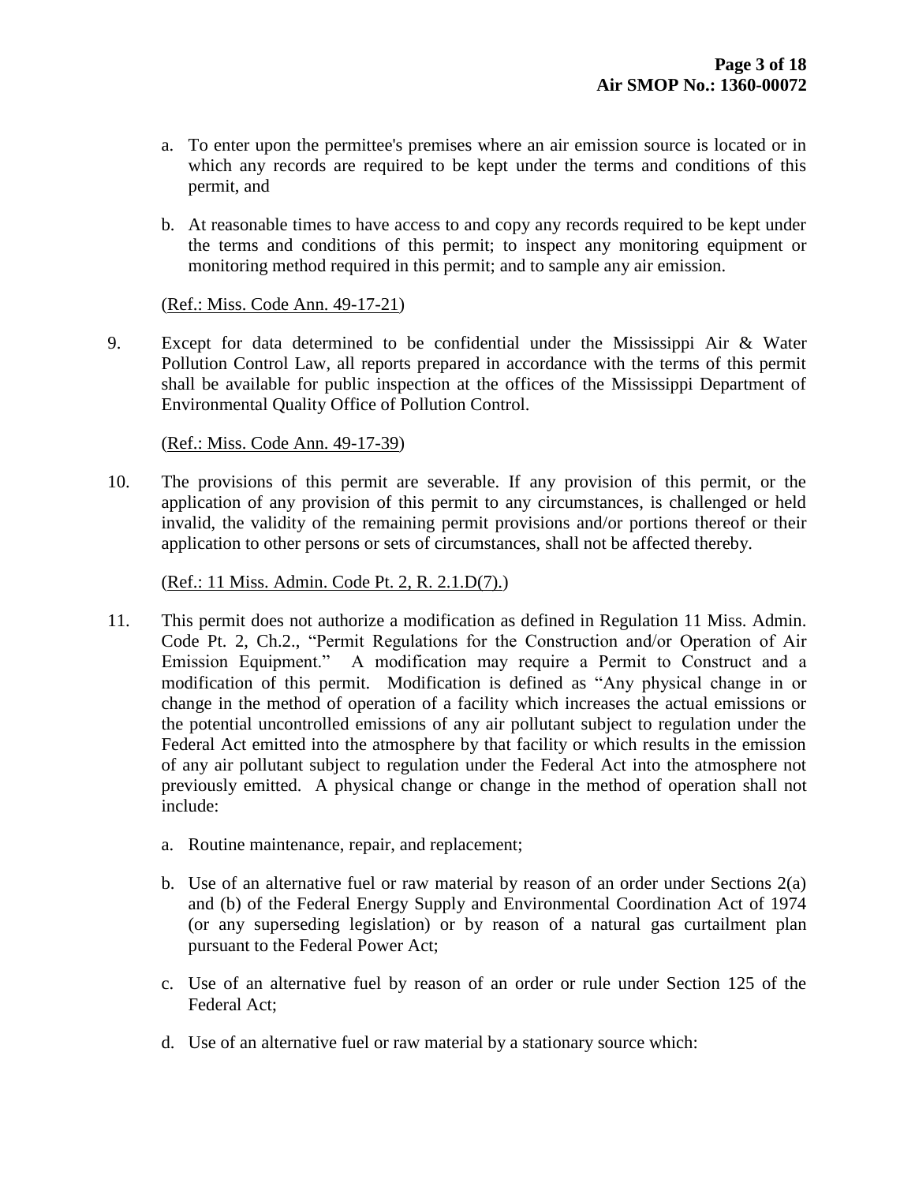a. To enter upon the permittee's premises where an air emission source is located or in which any records are required to be kept under the terms and conditions of this permit, and

b. At reasonable times to have access to and copy any records required to be kept under the terms and conditions of this permit; to inspect any monitoring equipment or monitoring method required in this permit; and to sample any air emission.

(Ref.: Miss. Code Ann. 49-17-21)

9. Except for data determined to be confidential under the Mississippi Air & Water Pollution Control Law, all reports prepared in accordance with the terms of this permit shall be available for public inspection at the offices of the Mississippi Department of Environmental Quality Office of Pollution Control.

   (Ref.: Miss. Code Ann. 49-17-39)

10. The provisions of this permit are severable. If any provision of this permit, or the application of any provision of this permit to any circumstances, is challenged or held invalid, the validity of the remaining permit provisions and/or portions thereof or their application to other persons or sets of circumstances, shall not be affected thereby.

    (Ref.: 11 Miss. Admin. Code Pt. 2, R. 2.1.D(7).)

11. This permit does not authorize a modification as defined in Regulation 11 Miss. Admin. Code Pt. 2, Ch.2., "Permit Regulations for the Construction and/or Operation of Air Emission Equipment." A modification may require a Permit to Construct and a modification of this permit. Modification is defined as "Any physical change in or change in the method of operation of a facility which increases the actual emissions or the potential uncontrolled emissions of any air pollutant subject to regulation under the Federal Act emitted into the atmosphere by that facility or which results in the emission of any air pollutant subject to regulation under the Federal Act into the atmosphere not previously emitted. A physical change or change in the method of operation shall not include:

    a. Routine maintenance, repair, and replacement;

    b. Use of an alternative fuel or raw material by reason of an order under Sections 2(a) and (b) of the Federal Energy Supply and Environmental Coordination Act of 1974 (or any superseding legislation) or by reason of a natural gas curtailment plan pursuant to the Federal Power Act;

    c. Use of an alternative fuel by reason of an order or rule under Section 125 of the Federal Act;

    d. Use of an alternative fuel or raw material by a stationary source which: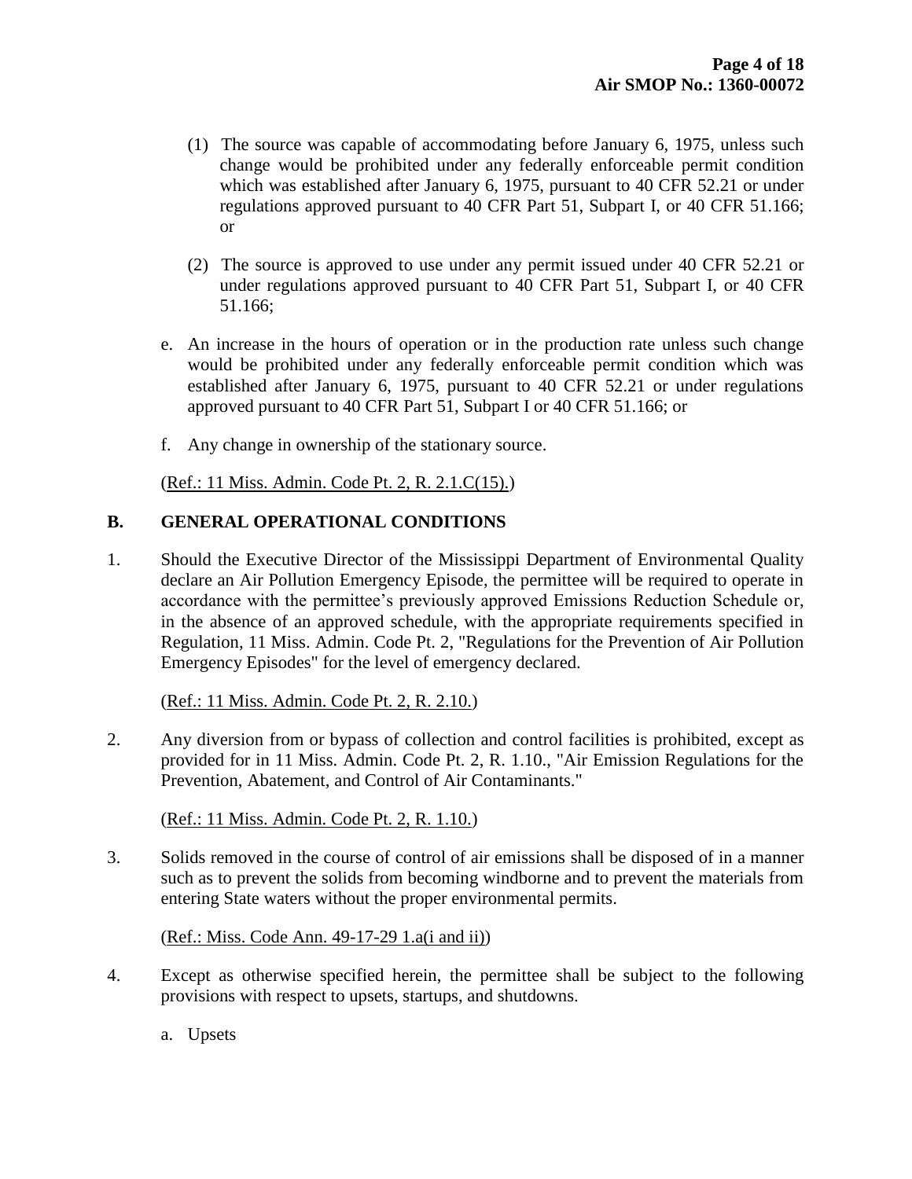(1) The source was capable of accommodating before January 6, 1975, unless such change would be prohibited under any federally enforceable permit condition which was established after January 6, 1975, pursuant to 40 CFR 52.21 or under regulations approved pursuant to 40 CFR Part 51, Subpart I, or 40 CFR 51.166; or

(2) The source is approved to use under any permit issued under 40 CFR 52.21 or under regulations approved pursuant to 40 CFR Part 51, Subpart I, or 40 CFR 51.166;

e. An increase in the hours of operation or in the production rate unless such change would be prohibited under any federally enforceable permit condition which was established after January 6, 1975, pursuant to 40 CFR 52.21 or under regulations approved pursuant to 40 CFR Part 51, Subpart I or 40 CFR 51.166; or

f. Any change in ownership of the stationary source.

(Ref.: 11 Miss. Admin. Code Pt. 2, R. 2.1.C(15).)

## B. GENERAL OPERATIONAL CONDITIONS

1. Should the Executive Director of the Mississippi Department of Environmental Quality declare an Air Pollution Emergency Episode, the permittee will be required to operate in accordance with the permittee's previously approved Emissions Reduction Schedule or, in the absence of an approved schedule, with the appropriate requirements specified in Regulation, 11 Miss. Admin. Code Pt. 2, "Regulations for the Prevention of Air Pollution Emergency Episodes" for the level of emergency declared.

   (Ref.: 11 Miss. Admin. Code Pt. 2, R. 2.10.)

2. Any diversion from or bypass of collection and control facilities is prohibited, except as provided for in 11 Miss. Admin. Code Pt. 2, R. 1.10., "Air Emission Regulations for the Prevention, Abatement, and Control of Air Contaminants."

   (Ref.: 11 Miss. Admin. Code Pt. 2, R. 1.10.)

3. Solids removed in the course of control of air emissions shall be disposed of in a manner such as to prevent the solids from becoming windborne and to prevent the materials from entering State waters without the proper environmental permits.

   (Ref.: Miss. Code Ann. 49-17-29 1.a(i and ii))

4. Except as otherwise specified herein, the permittee shall be subject to the following provisions with respect to upsets, startups, and shutdowns.

   a. Upsets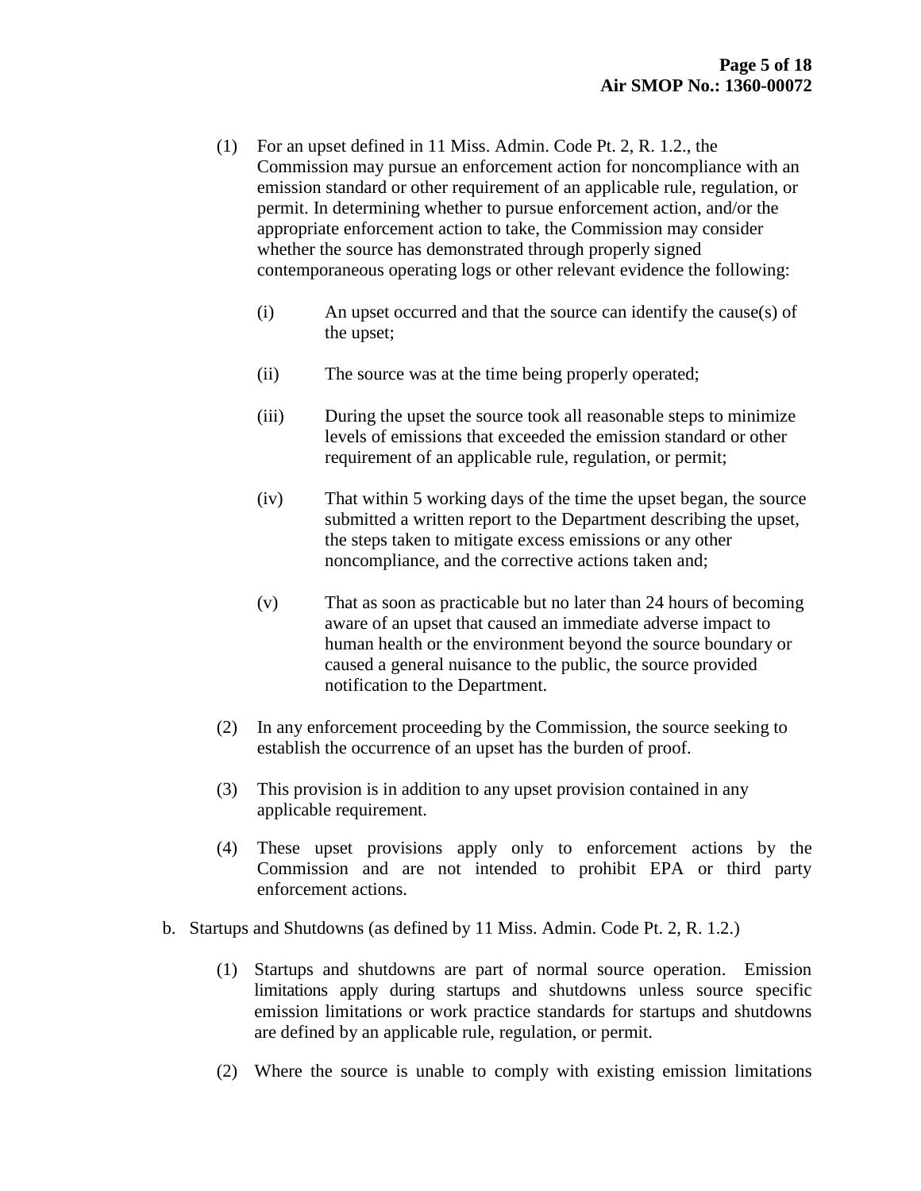(1) For an upset defined in 11 Miss. Admin. Code Pt. 2, R. 1.2., the Commission may pursue an enforcement action for noncompliance with an emission standard or other requirement of an applicable rule, regulation, or permit. In determining whether to pursue enforcement action, and/or the appropriate enforcement action to take, the Commission may consider whether the source has demonstrated through properly signed contemporaneous operating logs or other relevant evidence the following:

  (i) An upset occurred and that the source can identify the cause(s) of the upset;

  (ii) The source was at the time being properly operated;

  (iii) During the upset the source took all reasonable steps to minimize levels of emissions that exceeded the emission standard or other requirement of an applicable rule, regulation, or permit;

  (iv) That within 5 working days of the time the upset began, the source submitted a written report to the Department describing the upset, the steps taken to mitigate excess emissions or any other noncompliance, and the corrective actions taken and;

  (v) That as soon as practicable but no later than 24 hours of becoming aware of an upset that caused an immediate adverse impact to human health or the environment beyond the source boundary or caused a general nuisance to the public, the source provided notification to the Department.

(2) In any enforcement proceeding by the Commission, the source seeking to establish the occurrence of an upset has the burden of proof.

(3) This provision is in addition to any upset provision contained in any applicable requirement.

(4) These upset provisions apply only to enforcement actions by the Commission and are not intended to prohibit EPA or third party enforcement actions.

b. Startups and Shutdowns (as defined by 11 Miss. Admin. Code Pt. 2, R. 1.2.)

  (1) Startups and shutdowns are part of normal source operation. Emission limitations apply during startups and shutdowns unless source specific emission limitations or work practice standards for startups and shutdowns are defined by an applicable rule, regulation, or permit.

  (2) Where the source is unable to comply with existing emission limitations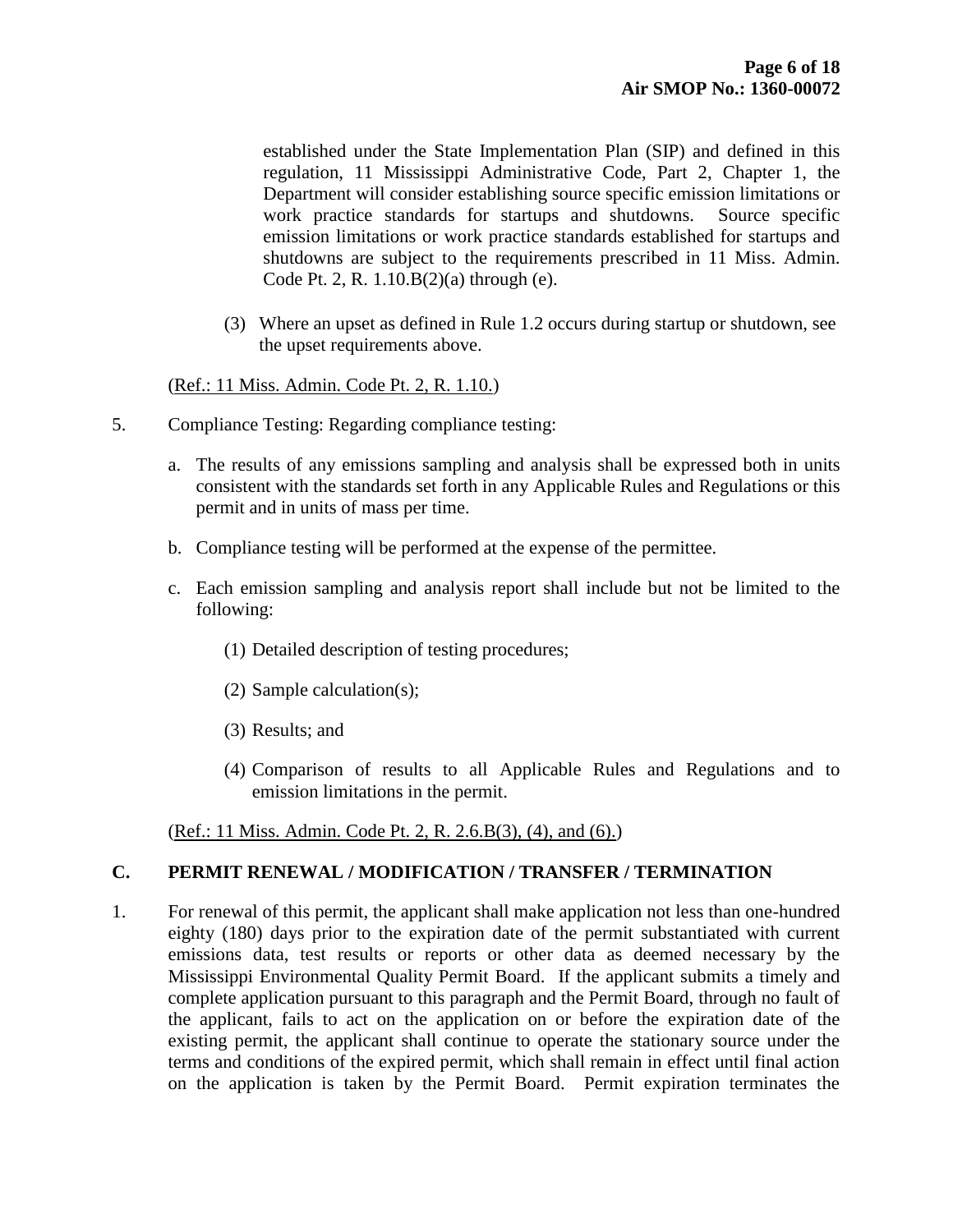established under the State Implementation Plan (SIP) and defined in this regulation, 11 Mississippi Administrative Code, Part 2, Chapter 1, the Department will consider establishing source specific emission limitations or work practice standards for startups and shutdowns. Source specific emission limitations or work practice standards established for startups and shutdowns are subject to the requirements prescribed in 11 Miss. Admin. Code Pt. 2, R. 1.10.B(2)(a) through (e).

(3) Where an upset as defined in Rule 1.2 occurs during startup or shutdown, see the upset requirements above.

(Ref.: 11 Miss. Admin. Code Pt. 2, R. 1.10.)

5. Compliance Testing: Regarding compliance testing:

   a. The results of any emissions sampling and analysis shall be expressed both in units consistent with the standards set forth in any Applicable Rules and Regulations or this permit and in units of mass per time.

   b. Compliance testing will be performed at the expense of the permittee.

   c. Each emission sampling and analysis report shall include but not be limited to the following:

      (1) Detailed description of testing procedures;

      (2) Sample calculation(s);

      (3) Results; and

      (4) Comparison of results to all Applicable Rules and Regulations and to emission limitations in the permit.

(Ref.: 11 Miss. Admin. Code Pt. 2, R. 2.6.B(3), (4), and (6).)

## C. PERMIT RENEWAL / MODIFICATION / TRANSFER / TERMINATION

1. For renewal of this permit, the applicant shall make application not less than one-hundred eighty (180) days prior to the expiration date of the permit substantiated with current emissions data, test results or reports or other data as deemed necessary by the Mississippi Environmental Quality Permit Board. If the applicant submits a timely and complete application pursuant to this paragraph and the Permit Board, through no fault of the applicant, fails to act on the application on or before the expiration date of the existing permit, the applicant shall continue to operate the stationary source under the terms and conditions of the expired permit, which shall remain in effect until final action on the application is taken by the Permit Board. Permit expiration terminates the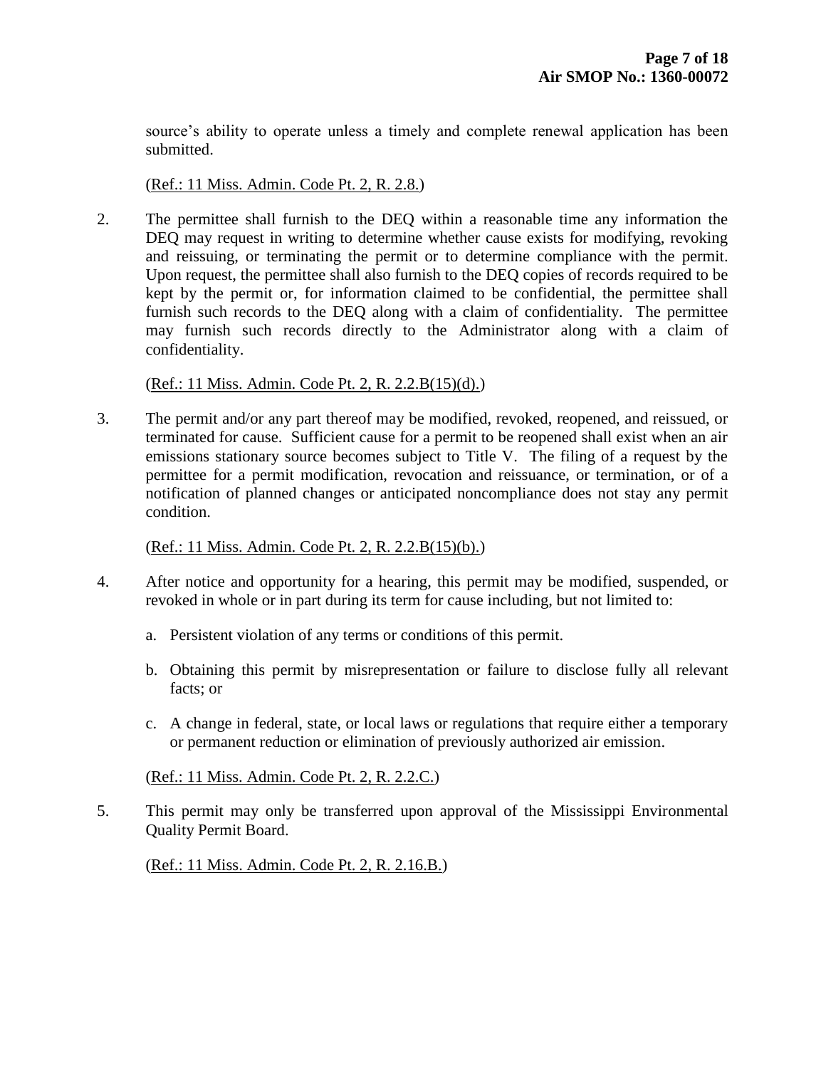source's ability to operate unless a timely and complete renewal application has been submitted.

(Ref.: 11 Miss. Admin. Code Pt. 2, R. 2.8.)

2. The permittee shall furnish to the DEQ within a reasonable time any information the DEQ may request in writing to determine whether cause exists for modifying, revoking and reissuing, or terminating the permit or to determine compliance with the permit. Upon request, the permittee shall also furnish to the DEQ copies of records required to be kept by the permit or, for information claimed to be confidential, the permittee shall furnish such records to the DEQ along with a claim of confidentiality. The permittee may furnish such records directly to the Administrator along with a claim of confidentiality.

   (Ref.: 11 Miss. Admin. Code Pt. 2, R. 2.2.B(15)(d).)

3. The permit and/or any part thereof may be modified, revoked, reopened, and reissued, or terminated for cause. Sufficient cause for a permit to be reopened shall exist when an air emissions stationary source becomes subject to Title V. The filing of a request by the permittee for a permit modification, revocation and reissuance, or termination, or of a notification of planned changes or anticipated noncompliance does not stay any permit condition.

   (Ref.: 11 Miss. Admin. Code Pt. 2, R. 2.2.B(15)(b).)

4. After notice and opportunity for a hearing, this permit may be modified, suspended, or revoked in whole or in part during its term for cause including, but not limited to:

   a. Persistent violation of any terms or conditions of this permit.

   b. Obtaining this permit by misrepresentation or failure to disclose fully all relevant facts; or

   c. A change in federal, state, or local laws or regulations that require either a temporary or permanent reduction or elimination of previously authorized air emission.

   (Ref.: 11 Miss. Admin. Code Pt. 2, R. 2.2.C.)

5. This permit may only be transferred upon approval of the Mississippi Environmental Quality Permit Board.

   (Ref.: 11 Miss. Admin. Code Pt. 2, R. 2.16.B.)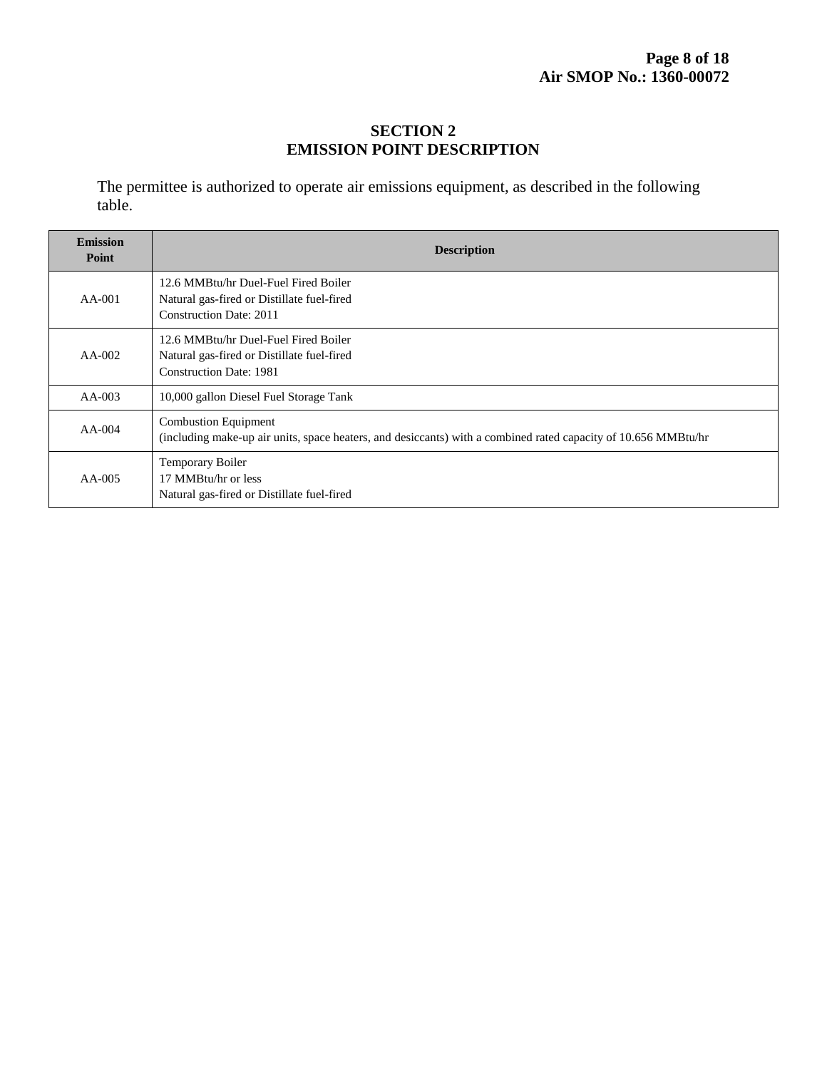## SECTION 2
## EMISSION POINT DESCRIPTION

The permittee is authorized to operate air emissions equipment, as described in the following table.

| Emission Point | Description |
|---|---|
| AA-001 | 12.6 MMBtu/hr Duel-Fuel Fired Boiler<br>Natural gas-fired or Distillate fuel-fired<br>Construction Date: 2011 |
| AA-002 | 12.6 MMBtu/hr Duel-Fuel Fired Boiler<br>Natural gas-fired or Distillate fuel-fired<br>Construction Date: 1981 |
| AA-003 | 10,000 gallon Diesel Fuel Storage Tank |
| AA-004 | Combustion Equipment<br>(including make-up air units, space heaters, and desiccants) with a combined rated capacity of 10.656 MMBtu/hr |
| AA-005 | Temporary Boiler<br>17 MMBtu/hr or less<br>Natural gas-fired or Distillate fuel-fired |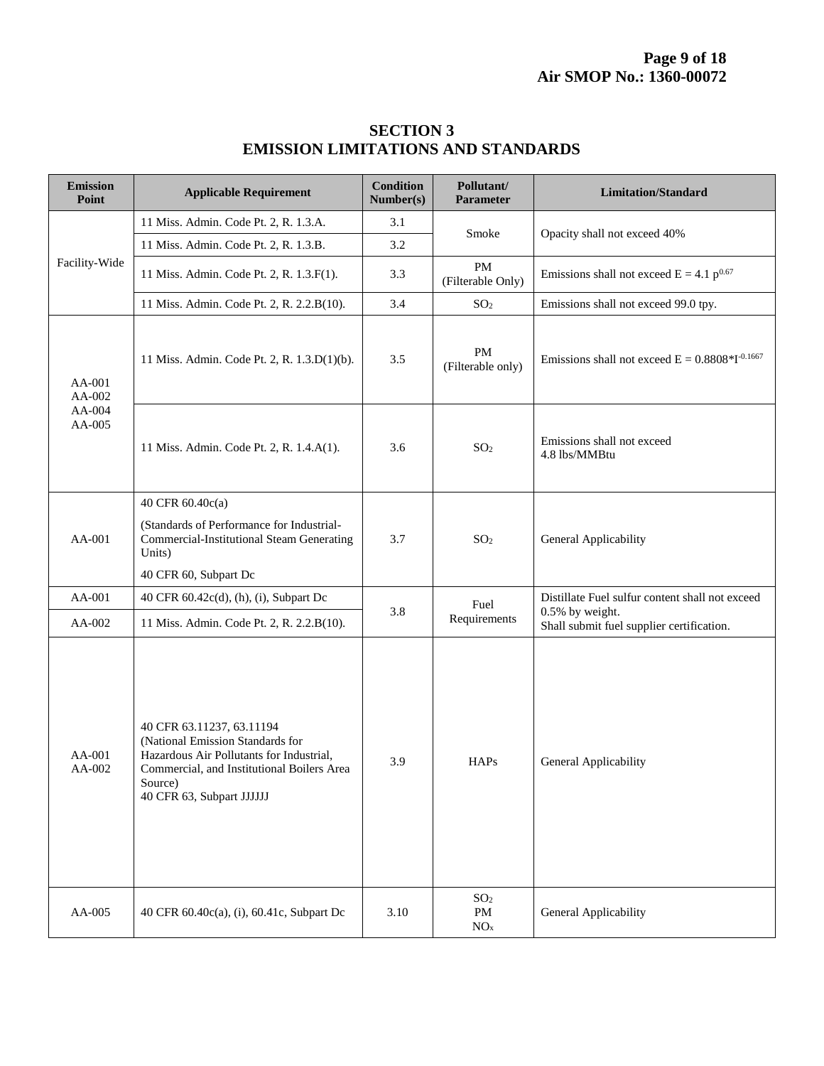## SECTION 3
## EMISSION LIMITATIONS AND STANDARDS

| Emission Point | Applicable Requirement | Condition Number(s) | Pollutant/ Parameter | Limitation/Standard |
|---|---|---|---|---|
| Facility-Wide | 11 Miss. Admin. Code Pt. 2, R. 1.3.A. | 3.1 | Smoke | Opacity shall not exceed 40% |
| | 11 Miss. Admin. Code Pt. 2, R. 1.3.B. | 3.2 | | |
| | 11 Miss. Admin. Code Pt. 2, R. 1.3.F(1). | 3.3 | PM (Filterable Only) | Emissions shall not exceed $E = 4.1\ p^{0.67}$ |
| | 11 Miss. Admin. Code Pt. 2, R. 2.2.B(10). | 3.4 | $SO_2$ | Emissions shall not exceed 99.0 tpy. |
| AA-001<br>AA-002<br>AA-004<br>AA-005 | 11 Miss. Admin. Code Pt. 2, R. 1.3.D(1)(b). | 3.5 | PM (Filterable only) | Emissions shall not exceed $E = 0.8808*I^{-0.1667}$ |
| | 11 Miss. Admin. Code Pt. 2, R. 1.4.A(1). | 3.6 | $SO_2$ | Emissions shall not exceed 4.8 lbs/MMBtu |
| AA-001 | 40 CFR 60.40c(a)<br>(Standards of Performance for Industrial-Commercial-Institutional Steam Generating Units)<br>40 CFR 60, Subpart Dc | 3.7 | $SO_2$ | General Applicability |
| AA-001 | 40 CFR 60.42c(d), (h), (i), Subpart Dc | 3.8 | Fuel Requirements | Distillate Fuel sulfur content shall not exceed 0.5% by weight.<br>Shall submit fuel supplier certification. |
| AA-002 | 11 Miss. Admin. Code Pt. 2, R. 2.2.B(10). | | | |
| AA-001<br>AA-002 | 40 CFR 63.11237, 63.11194<br>(National Emission Standards for Hazardous Air Pollutants for Industrial, Commercial, and Institutional Boilers Area Source)<br>40 CFR 63, Subpart JJJJJJ | 3.9 | HAPs | General Applicability |
| AA-005 | 40 CFR 60.40c(a), (i), 60.41c, Subpart Dc | 3.10 | $SO_2$<br>PM<br>$NO_x$ | General Applicability |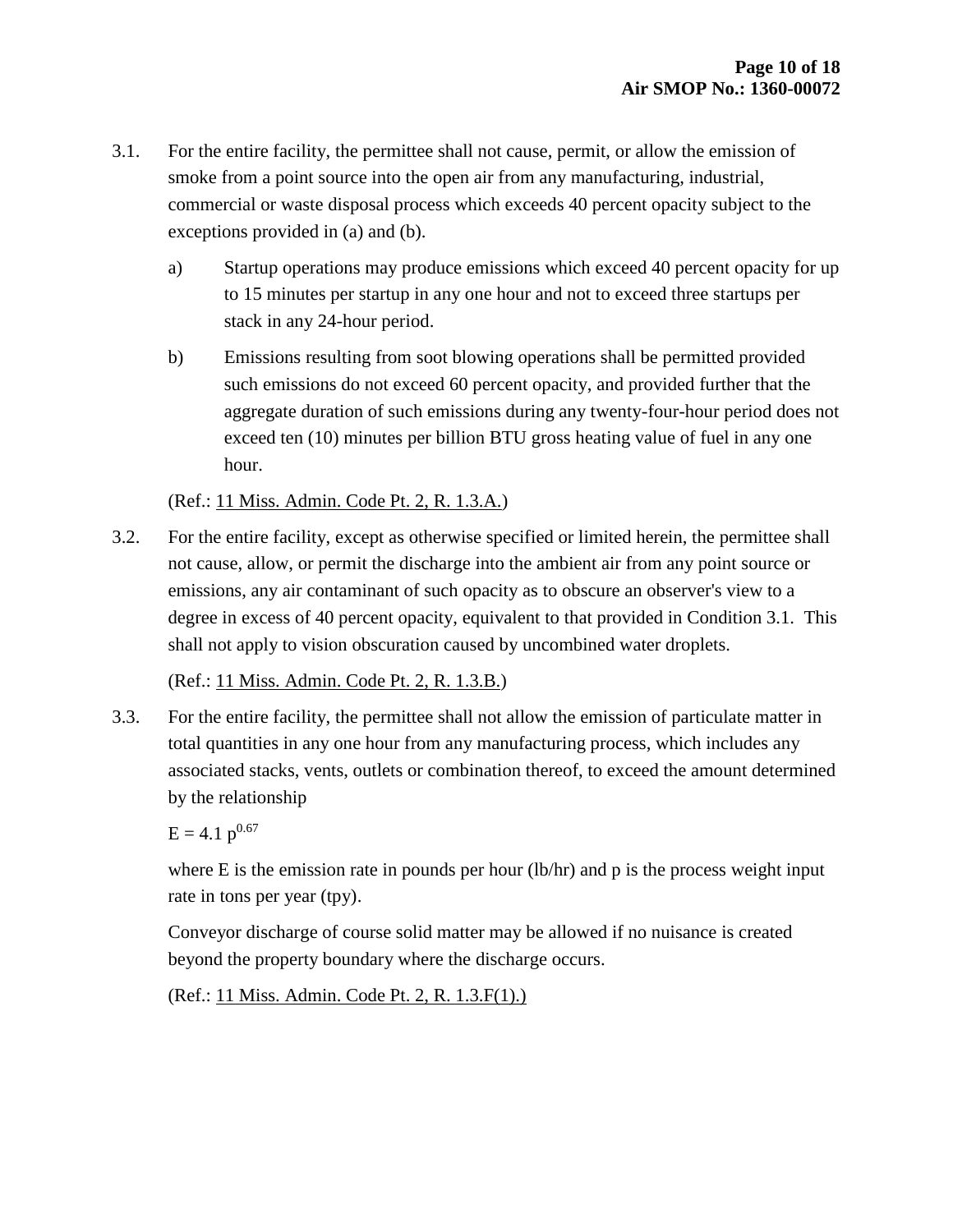3.1. For the entire facility, the permittee shall not cause, permit, or allow the emission of smoke from a point source into the open air from any manufacturing, industrial, commercial or waste disposal process which exceeds 40 percent opacity subject to the exceptions provided in (a) and (b).

   a) Startup operations may produce emissions which exceed 40 percent opacity for up to 15 minutes per startup in any one hour and not to exceed three startups per stack in any 24-hour period.

   b) Emissions resulting from soot blowing operations shall be permitted provided such emissions do not exceed 60 percent opacity, and provided further that the aggregate duration of such emissions during any twenty-four-hour period does not exceed ten (10) minutes per billion BTU gross heating value of fuel in any one hour.

   (Ref.: 11 Miss. Admin. Code Pt. 2, R. 1.3.A.)

3.2. For the entire facility, except as otherwise specified or limited herein, the permittee shall not cause, allow, or permit the discharge into the ambient air from any point source or emissions, any air contaminant of such opacity as to obscure an observer's view to a degree in excess of 40 percent opacity, equivalent to that provided in Condition 3.1. This shall not apply to vision obscuration caused by uncombined water droplets.

   (Ref.: 11 Miss. Admin. Code Pt. 2, R. 1.3.B.)

3.3. For the entire facility, the permittee shall not allow the emission of particulate matter in total quantities in any one hour from any manufacturing process, which includes any associated stacks, vents, outlets or combination thereof, to exceed the amount determined by the relationship

   $E = 4.1\ p^{0.67}$

   where E is the emission rate in pounds per hour (lb/hr) and p is the process weight input rate in tons per year (tpy).

   Conveyor discharge of course solid matter may be allowed if no nuisance is created beyond the property boundary where the discharge occurs.

   (Ref.: 11 Miss. Admin. Code Pt. 2, R. 1.3.F(1).)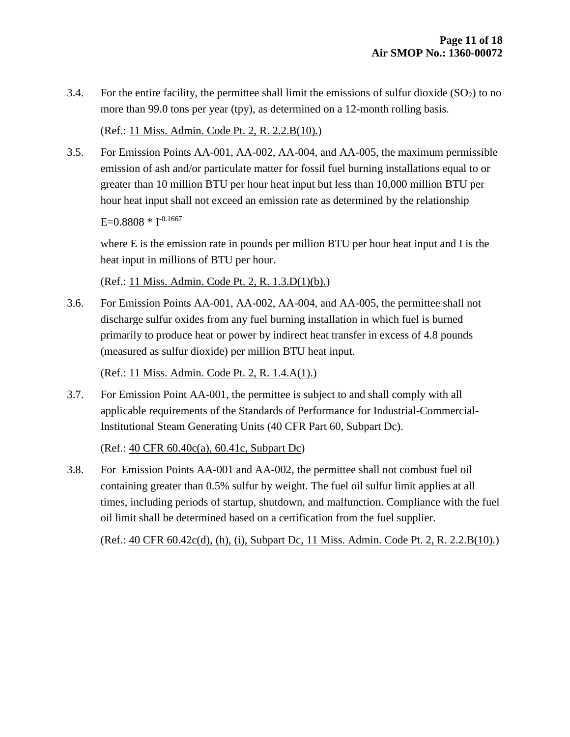3.4. For the entire facility, the permittee shall limit the emissions of sulfur dioxide ($SO_2$) to no more than 99.0 tons per year (tpy), as determined on a 12-month rolling basis.

(Ref.: 11 Miss. Admin. Code Pt. 2, R. 2.2.B(10).)

3.5. For Emission Points AA-001, AA-002, AA-004, and AA-005, the maximum permissible emission of ash and/or particulate matter for fossil fuel burning installations equal to or greater than 10 million BTU per hour heat input but less than 10,000 million BTU per hour heat input shall not exceed an emission rate as determined by the relationship

$E=0.8808 * I^{-0.1667}$

where E is the emission rate in pounds per million BTU per hour heat input and I is the heat input in millions of BTU per hour.

(Ref.: 11 Miss. Admin. Code Pt. 2, R. 1.3.D(1)(b).)

3.6. For Emission Points AA-001, AA-002, AA-004, and AA-005, the permittee shall not discharge sulfur oxides from any fuel burning installation in which fuel is burned primarily to produce heat or power by indirect heat transfer in excess of 4.8 pounds (measured as sulfur dioxide) per million BTU heat input.

(Ref.: 11 Miss. Admin. Code Pt. 2, R. 1.4.A(1).)

3.7. For Emission Point AA-001, the permittee is subject to and shall comply with all applicable requirements of the Standards of Performance for Industrial-Commercial-Institutional Steam Generating Units (40 CFR Part 60, Subpart Dc).

(Ref.: 40 CFR 60.40c(a), 60.41c, Subpart Dc)

3.8. For Emission Points AA-001 and AA-002, the permittee shall not combust fuel oil containing greater than 0.5% sulfur by weight. The fuel oil sulfur limit applies at all times, including periods of startup, shutdown, and malfunction. Compliance with the fuel oil limit shall be determined based on a certification from the fuel supplier.

(Ref.: 40 CFR 60.42c(d), (h), (i), Subpart Dc, 11 Miss. Admin. Code Pt. 2, R. 2.2.B(10).)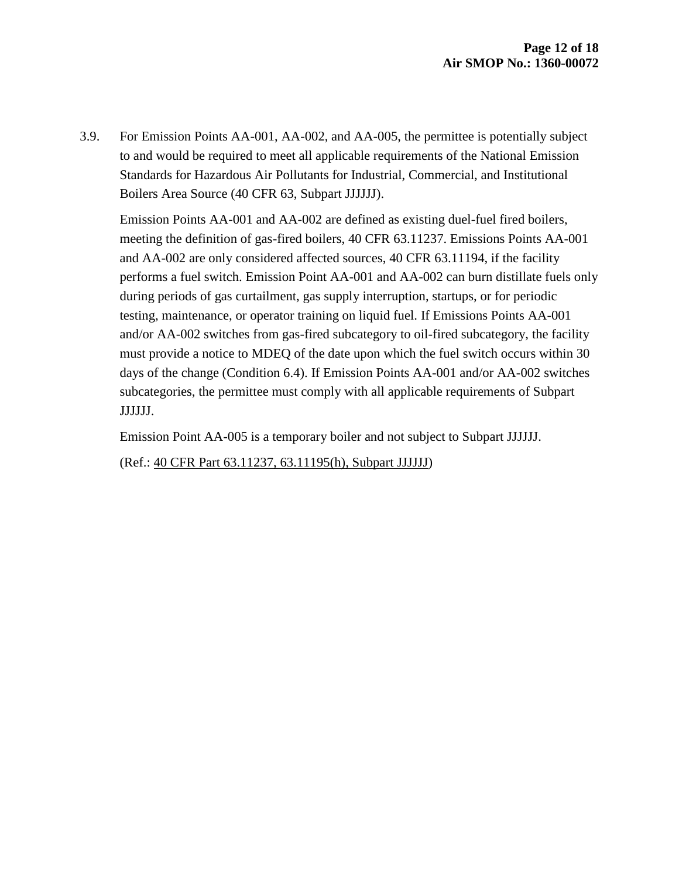3.9. For Emission Points AA-001, AA-002, and AA-005, the permittee is potentially subject to and would be required to meet all applicable requirements of the National Emission Standards for Hazardous Air Pollutants for Industrial, Commercial, and Institutional Boilers Area Source (40 CFR 63, Subpart JJJJJJ).

Emission Points AA-001 and AA-002 are defined as existing duel-fuel fired boilers, meeting the definition of gas-fired boilers, 40 CFR 63.11237. Emissions Points AA-001 and AA-002 are only considered affected sources, 40 CFR 63.11194, if the facility performs a fuel switch. Emission Point AA-001 and AA-002 can burn distillate fuels only during periods of gas curtailment, gas supply interruption, startups, or for periodic testing, maintenance, or operator training on liquid fuel. If Emissions Points AA-001 and/or AA-002 switches from gas-fired subcategory to oil-fired subcategory, the facility must provide a notice to MDEQ of the date upon which the fuel switch occurs within 30 days of the change (Condition 6.4). If Emission Points AA-001 and/or AA-002 switches subcategories, the permittee must comply with all applicable requirements of Subpart JJJJJJ.

Emission Point AA-005 is a temporary boiler and not subject to Subpart JJJJJJ.

(Ref.: 40 CFR Part 63.11237, 63.11195(h), Subpart JJJJJJ)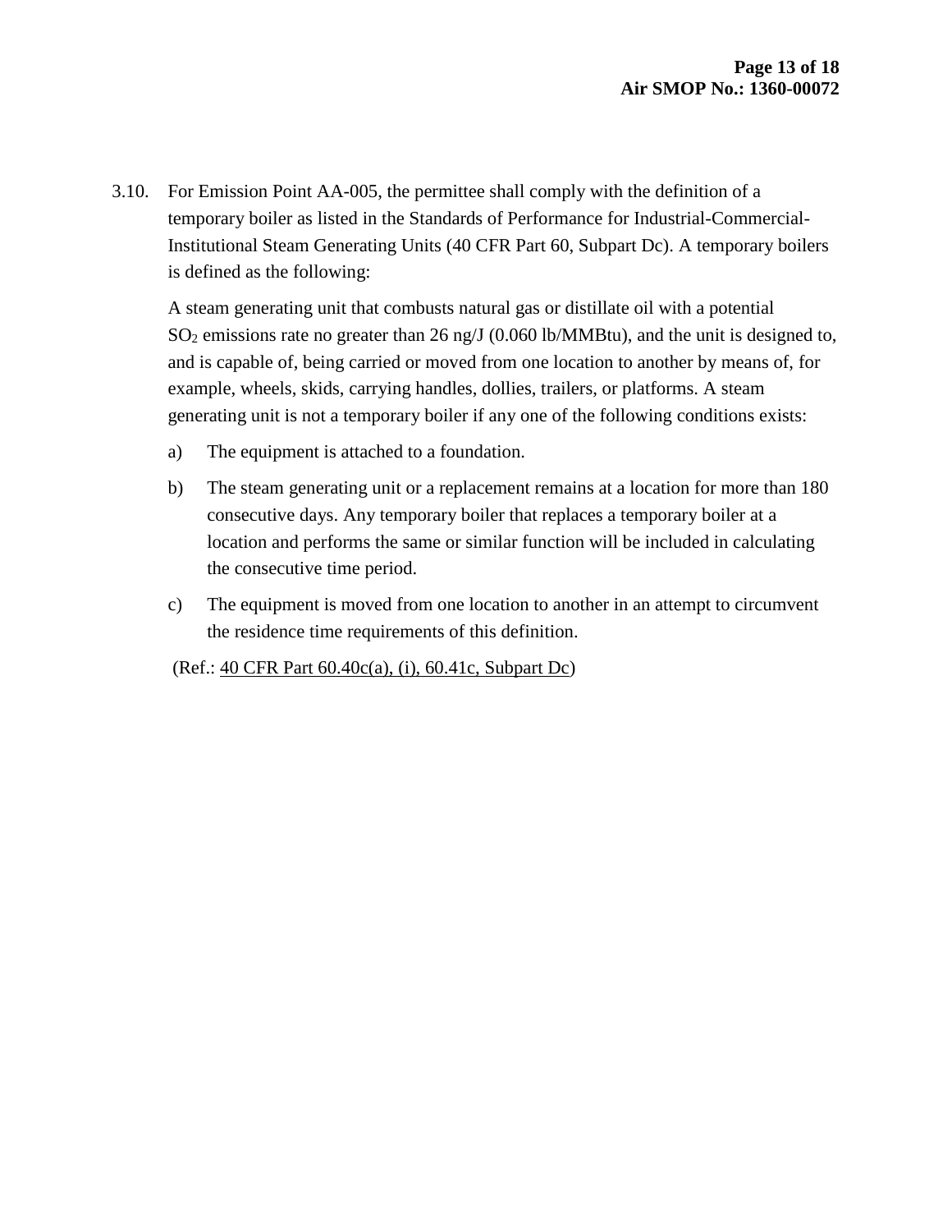3.10. For Emission Point AA-005, the permittee shall comply with the definition of a temporary boiler as listed in the Standards of Performance for Industrial-Commercial-Institutional Steam Generating Units (40 CFR Part 60, Subpart Dc). A temporary boilers is defined as the following:

A steam generating unit that combusts natural gas or distillate oil with a potential $SO_2$ emissions rate no greater than 26 ng/J (0.060 lb/MMBtu), and the unit is designed to, and is capable of, being carried or moved from one location to another by means of, for example, wheels, skids, carrying handles, dollies, trailers, or platforms. A steam generating unit is not a temporary boiler if any one of the following conditions exists:

a) The equipment is attached to a foundation.

b) The steam generating unit or a replacement remains at a location for more than 180 consecutive days. Any temporary boiler that replaces a temporary boiler at a location and performs the same or similar function will be included in calculating the consecutive time period.

c) The equipment is moved from one location to another in an attempt to circumvent the residence time requirements of this definition.

(Ref.: 40 CFR Part 60.40c(a), (i), 60.41c, Subpart Dc)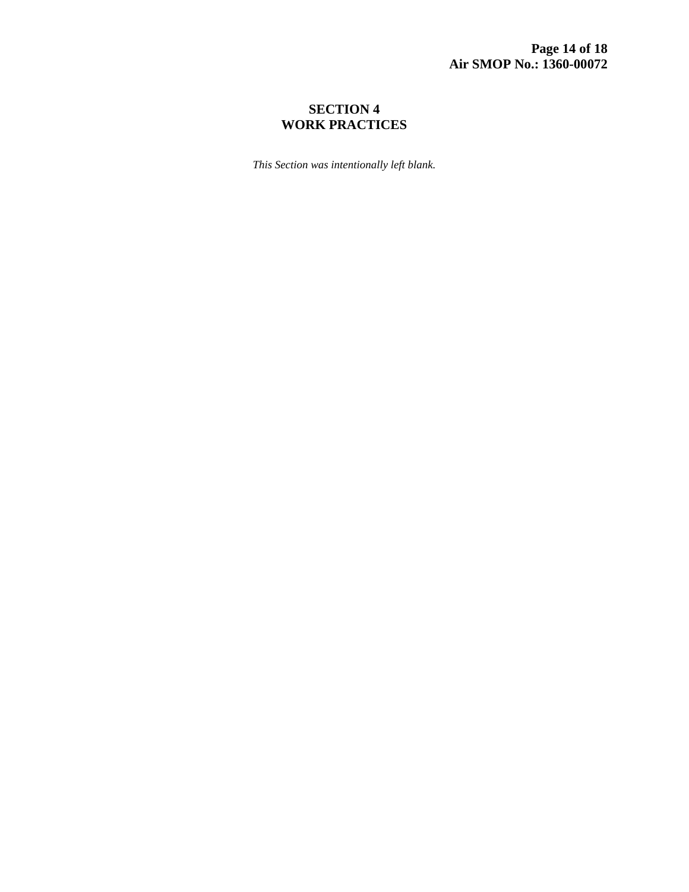# SECTION 4
# WORK PRACTICES

*This Section was intentionally left blank.*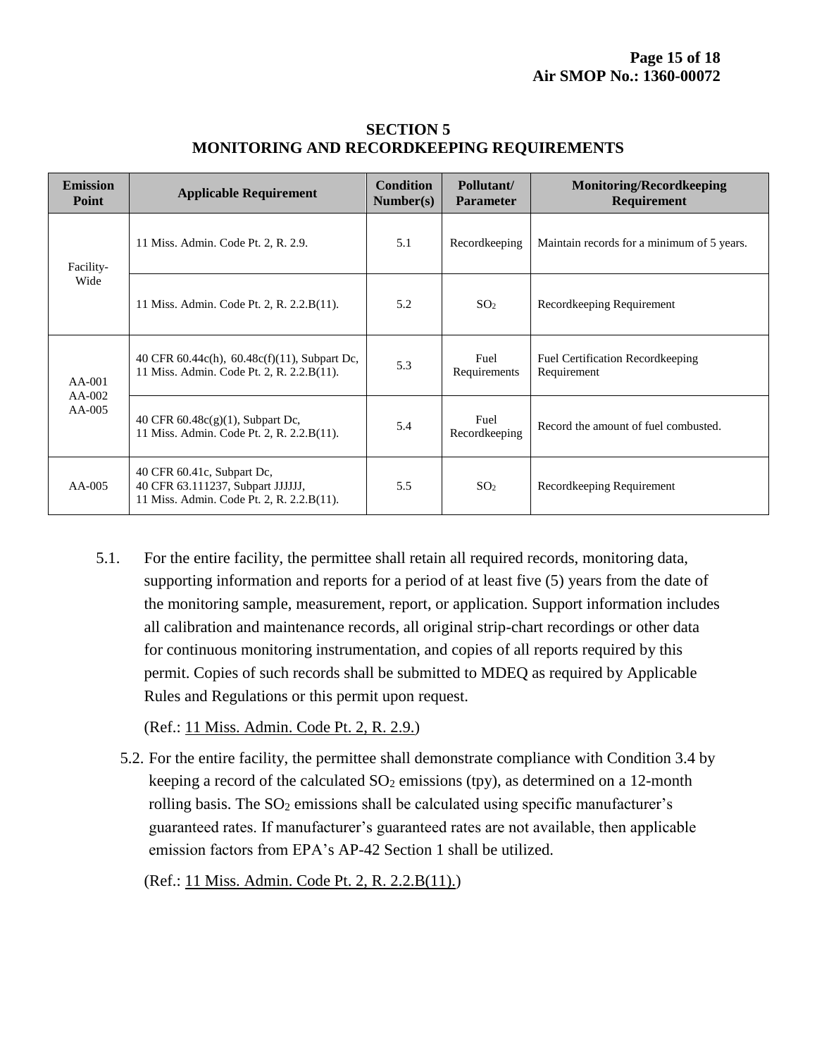# SECTION 5
# MONITORING AND RECORDKEEPING REQUIREMENTS

| Emission Point | Applicable Requirement | Condition Number(s) | Pollutant/ Parameter | Monitoring/Recordkeeping Requirement |
|---|---|---|---|---|
| Facility-Wide | 11 Miss. Admin. Code Pt. 2, R. 2.9. | 5.1 | Recordkeeping | Maintain records for a minimum of 5 years. |
| | 11 Miss. Admin. Code Pt. 2, R. 2.2.B(11). | 5.2 | $SO_2$ | Recordkeeping Requirement |
| AA-001 AA-002 AA-005 | 40 CFR 60.44c(h), 60.48c(f)(11), Subpart Dc, 11 Miss. Admin. Code Pt. 2, R. 2.2.B(11). | 5.3 | Fuel Requirements | Fuel Certification Recordkeeping Requirement |
| | 40 CFR 60.48c(g)(1), Subpart Dc, 11 Miss. Admin. Code Pt. 2, R. 2.2.B(11). | 5.4 | Fuel Recordkeeping | Record the amount of fuel combusted. |
| AA-005 | 40 CFR 60.41c, Subpart Dc, 40 CFR 63.111237, Subpart JJJJJJ, 11 Miss. Admin. Code Pt. 2, R. 2.2.B(11). | 5.5 | $SO_2$ | Recordkeeping Requirement |

5.1. For the entire facility, the permittee shall retain all required records, monitoring data, supporting information and reports for a period of at least five (5) years from the date of the monitoring sample, measurement, report, or application. Support information includes all calibration and maintenance records, all original strip-chart recordings or other data for continuous monitoring instrumentation, and copies of all reports required by this permit. Copies of such records shall be submitted to MDEQ as required by Applicable Rules and Regulations or this permit upon request.

(Ref.: 11 Miss. Admin. Code Pt. 2, R. 2.9.)

5.2. For the entire facility, the permittee shall demonstrate compliance with Condition 3.4 by keeping a record of the calculated $SO_2$ emissions (tpy), as determined on a 12-month rolling basis. The $SO_2$ emissions shall be calculated using specific manufacturer's guaranteed rates. If manufacturer's guaranteed rates are not available, then applicable emission factors from EPA's AP-42 Section 1 shall be utilized.

(Ref.: 11 Miss. Admin. Code Pt. 2, R. 2.2.B(11).)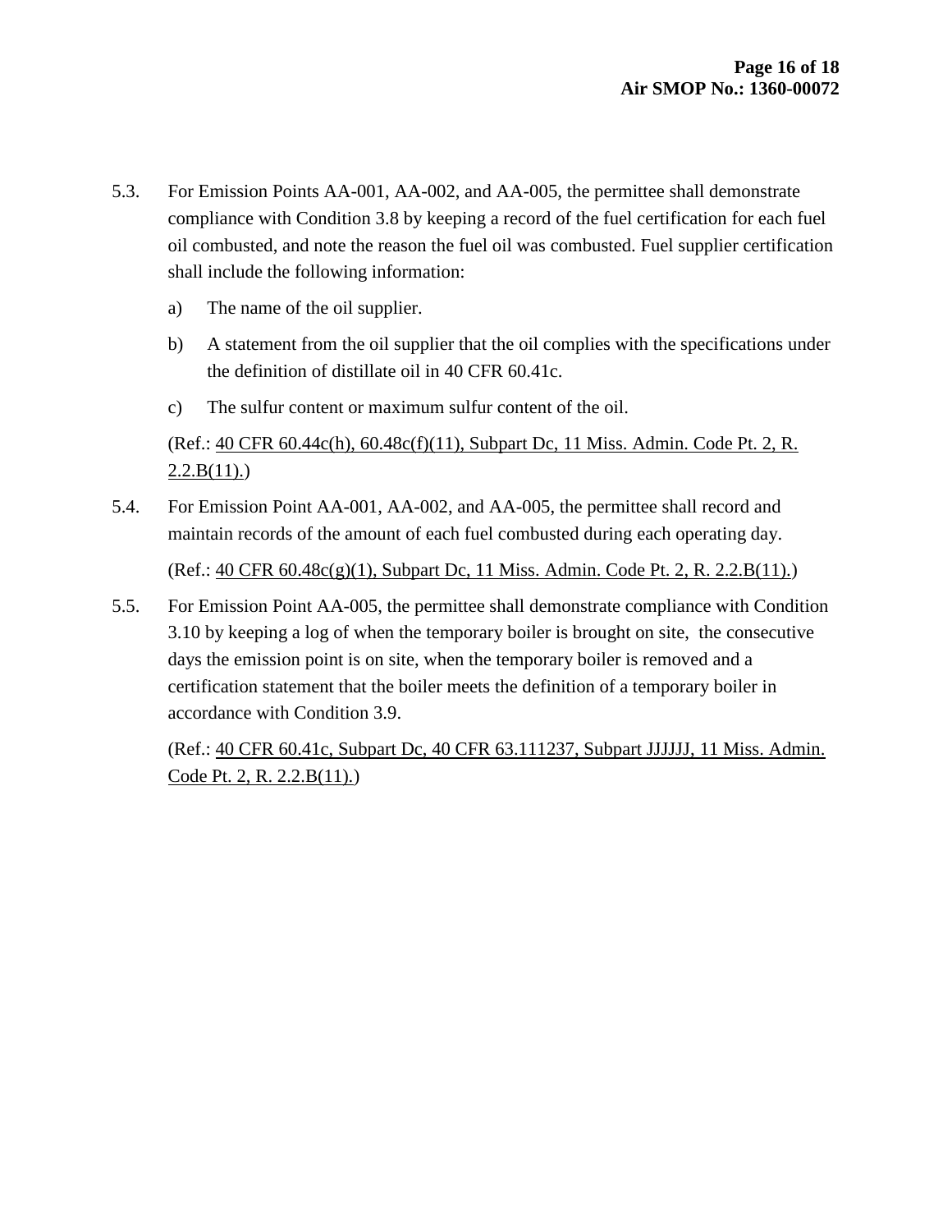5.3. For Emission Points AA-001, AA-002, and AA-005, the permittee shall demonstrate compliance with Condition 3.8 by keeping a record of the fuel certification for each fuel oil combusted, and note the reason the fuel oil was combusted. Fuel supplier certification shall include the following information:

   a) The name of the oil supplier.

   b) A statement from the oil supplier that the oil complies with the specifications under the definition of distillate oil in 40 CFR 60.41c.

   c) The sulfur content or maximum sulfur content of the oil.

   (Ref.: 40 CFR 60.44c(h), 60.48c(f)(11), Subpart Dc, 11 Miss. Admin. Code Pt. 2, R. 2.2.B(11).)

5.4. For Emission Point AA-001, AA-002, and AA-005, the permittee shall record and maintain records of the amount of each fuel combusted during each operating day.

   (Ref.: 40 CFR 60.48c(g)(1), Subpart Dc, 11 Miss. Admin. Code Pt. 2, R. 2.2.B(11).)

5.5. For Emission Point AA-005, the permittee shall demonstrate compliance with Condition 3.10 by keeping a log of when the temporary boiler is brought on site, the consecutive days the emission point is on site, when the temporary boiler is removed and a certification statement that the boiler meets the definition of a temporary boiler in accordance with Condition 3.9.

   (Ref.: 40 CFR 60.41c, Subpart Dc, 40 CFR 63.111237, Subpart JJJJJJ, 11 Miss. Admin. Code Pt. 2, R. 2.2.B(11).)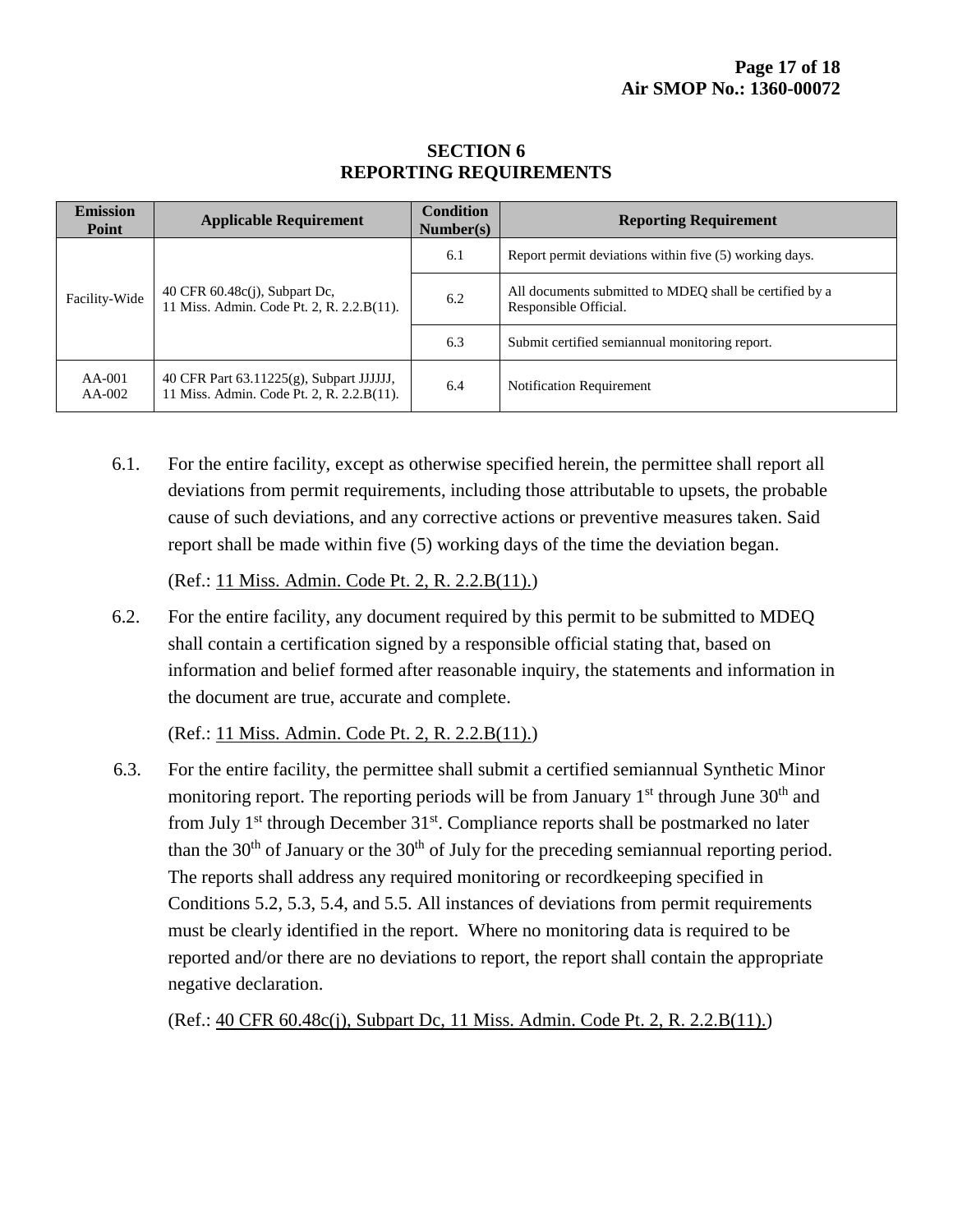## SECTION 6
## REPORTING REQUIREMENTS

| Emission Point | Applicable Requirement | Condition Number(s) | Reporting Requirement |
|---|---|---|---|
| Facility-Wide | 40 CFR 60.48c(j), Subpart Dc, 11 Miss. Admin. Code Pt. 2, R. 2.2.B(11). | 6.1 | Report permit deviations within five (5) working days. |
| | | 6.2 | All documents submitted to MDEQ shall be certified by a Responsible Official. |
| | | 6.3 | Submit certified semiannual monitoring report. |
| AA-001 AA-002 | 40 CFR Part 63.11225(g), Subpart JJJJJJ, 11 Miss. Admin. Code Pt. 2, R. 2.2.B(11). | 6.4 | Notification Requirement |

6.1. For the entire facility, except as otherwise specified herein, the permittee shall report all deviations from permit requirements, including those attributable to upsets, the probable cause of such deviations, and any corrective actions or preventive measures taken. Said report shall be made within five (5) working days of the time the deviation began.

(Ref.: 11 Miss. Admin. Code Pt. 2, R. 2.2.B(11).)

6.2. For the entire facility, any document required by this permit to be submitted to MDEQ shall contain a certification signed by a responsible official stating that, based on information and belief formed after reasonable inquiry, the statements and information in the document are true, accurate and complete.

(Ref.: 11 Miss. Admin. Code Pt. 2, R. 2.2.B(11).)

6.3. For the entire facility, the permittee shall submit a certified semiannual Synthetic Minor monitoring report. The reporting periods will be from January 1st through June 30th and from July 1st through December 31st. Compliance reports shall be postmarked no later than the 30th of January or the 30th of July for the preceding semiannual reporting period. The reports shall address any required monitoring or recordkeeping specified in Conditions 5.2, 5.3, 5.4, and 5.5. All instances of deviations from permit requirements must be clearly identified in the report. Where no monitoring data is required to be reported and/or there are no deviations to report, the report shall contain the appropriate negative declaration.

(Ref.: 40 CFR 60.48c(j), Subpart Dc, 11 Miss. Admin. Code Pt. 2, R. 2.2.B(11).)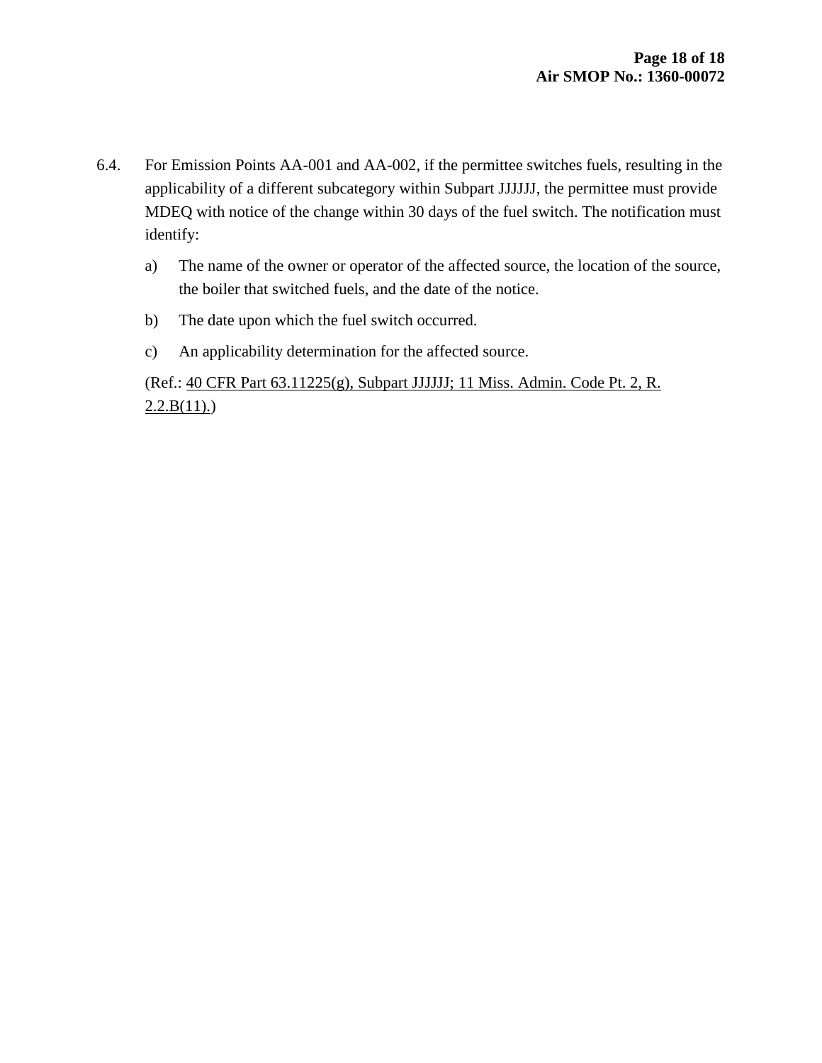6.4. For Emission Points AA-001 and AA-002, if the permittee switches fuels, resulting in the applicability of a different subcategory within Subpart JJJJJJ, the permittee must provide MDEQ with notice of the change within 30 days of the fuel switch. The notification must identify:

a) The name of the owner or operator of the affected source, the location of the source, the boiler that switched fuels, and the date of the notice.

b) The date upon which the fuel switch occurred.

c) An applicability determination for the affected source.

(Ref.: 40 CFR Part 63.11225(g), Subpart JJJJJJ; 11 Miss. Admin. Code Pt. 2, R. 2.2.B(11).)